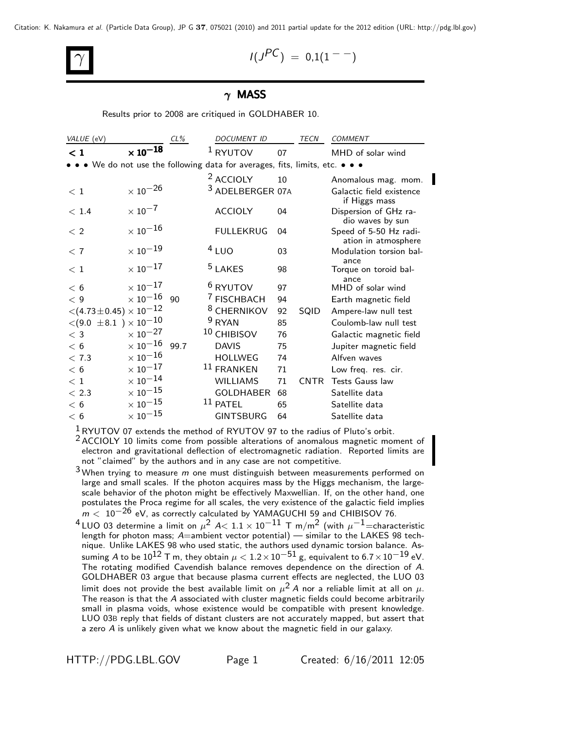Citation: K. Nakamura *et al.* (Particle Data Group), JP G **37**, 075021 (2010) and 2011 partial update for the 2012 edition (URL: http://pdg.lbl.gov)

# $\gamma$

$I(J^{PC}) = 0,1(1^{--})$

## $\gamma$ MASS

Results prior to 2008 are critiqued in GOLDHABER 10.

| *VALUE* (eV) | *CL%* | *DOCUMENT ID* | | *TECN* | *COMMENT* |
|---|---|---|---|---|---|
| **$< 1 \times 10^{-18}$** | | [1] RYUTOV | 07 | | MHD of solar wind |
| • • • We do not use the following data for averages, fits, limits, etc. • • • | | | | | |
| | | [2] ACCIOLY | 10 | | Anomalous mag. mom. |
| $< 1 \times 10^{-26}$ | | [3] ADELBERGER | 07A | | Galactic field existence if Higgs mass |
| $< 1.4 \times 10^{-7}$ | | ACCIOLY | 04 | | Dispersion of GHz radio waves by sun |
| $< 2 \times 10^{-16}$ | | FULLEKRUG | 04 | | Speed of 5-50 Hz radiation in atmosphere |
| $< 7 \times 10^{-19}$ | | [4] LUO | 03 | | Modulation torsion balance |
| $< 1 \times 10^{-17}$ | | [5] LAKES | 98 | | Torque on toroid balance |
| $< 6 \times 10^{-17}$ | | [6] RYUTOV | 97 | | MHD of solar wind |
| $< 9 \times 10^{-16}$ | 90 | [7] FISCHBACH | 94 | | Earth magnetic field |
| $<(4.73 \pm 0.45) \times 10^{-12}$ | | [8] CHERNIKOV | 92 | SQID | Ampere-law null test |
| $<(9.0 \pm 8.1) \times 10^{-10}$ | | [9] RYAN | 85 | | Coulomb-law null test |
| $< 3 \times 10^{-27}$ | | [10] CHIBISOV | 76 | | Galactic magnetic field |
| $< 6 \times 10^{-16}$ | 99.7 | DAVIS | 75 | | Jupiter magnetic field |
| $< 7.3 \times 10^{-16}$ | | HOLLWEG | 74 | | Alfven waves |
| $< 6 \times 10^{-17}$ | | [11] FRANKEN | 71 | | Low freq. res. cir. |
| $< 1 \times 10^{-14}$ | | WILLIAMS | 71 | CNTR | Tests Gauss law |
| $< 2.3 \times 10^{-15}$ | | GOLDHABER | 68 | | Satellite data |
| $< 6 \times 10^{-15}$ | | [11] PATEL | 65 | | Satellite data |
| $< 6 \times 10^{-15}$ | | GINTSBURG | 64 | | Satellite data |

[1] RYUTOV 07 extends the method of RYUTOV 97 to the radius of Pluto's orbit.

[2] ACCIOLY 10 limits come from possible alterations of anomalous magnetic moment of electron and gravitational deflection of electromagnetic radiation. Reported limits are not "claimed" by the authors and in any case are not competitive.

[3] When trying to measure $m$ one must distinguish between measurements performed on large and small scales. If the photon acquires mass by the Higgs mechanism, the large-scale behavior of the photon might be effectively Maxwellian. If, on the other hand, one postulates the Proca regime for all scales, the very existence of the galactic field implies $m < 10^{-26}$ eV, as correctly calculated by YAMAGUCHI 59 and CHIBISOV 76.

[4] LUO 03 determine a limit on $\mu^2 A < 1.1 \times 10^{-11}$ T m/m$^2$ (with $\mu^{-1}$=characteristic length for photon mass; $A$=ambient vector potential) — similar to the LAKES 98 technique. Unlike LAKES 98 who used static, the authors used dynamic torsion balance. Assuming $A$ to be $10^{12}$ T m, they obtain $\mu < 1.2 \times 10^{-51}$ g, equivalent to $6.7 \times 10^{-19}$ eV. The rotating modified Cavendish balance removes dependence on the direction of $A$. GOLDHABER 03 argue that because plasma current effects are neglected, the LUO 03 limit does not provide the best available limit on $\mu^2 A$ nor a reliable limit at all on $\mu$. The reason is that the $A$ associated with cluster magnetic fields could become arbitrarily small in plasma voids, whose existence would be compatible with present knowledge. LUO 03B reply that fields of distant clusters are not accurately mapped, but assert that a zero $A$ is unlikely given what we know about the magnetic field in our galaxy.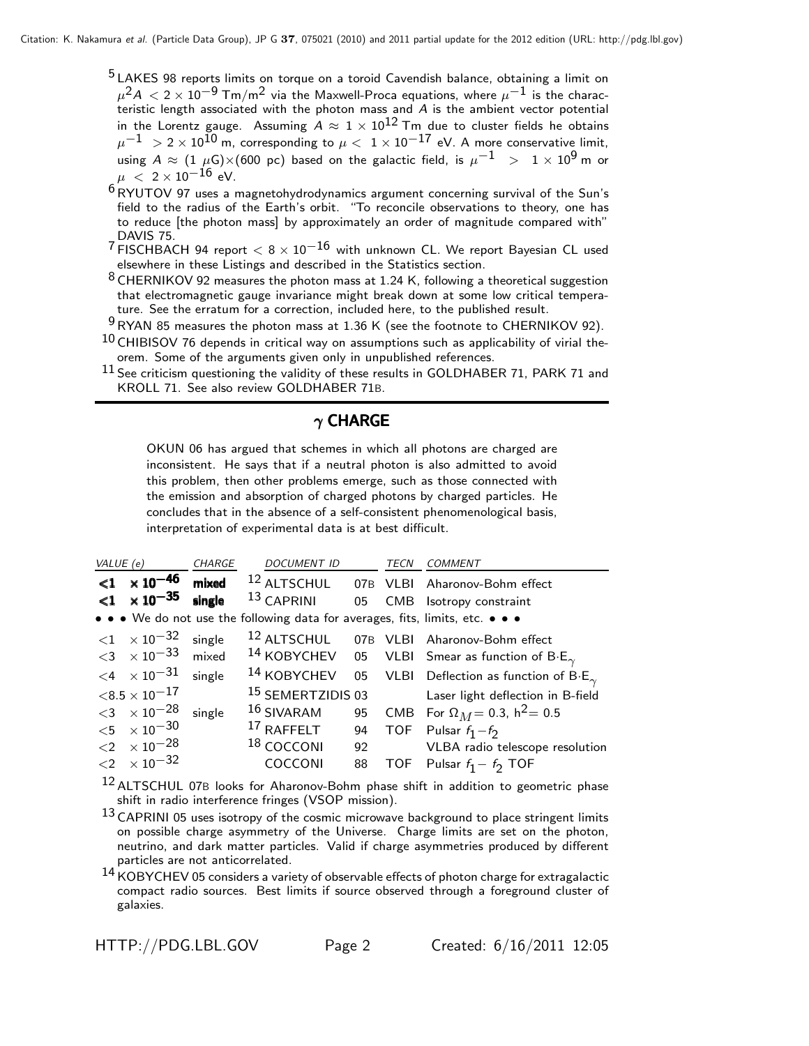[5] LAKES 98 reports limits on torque on a toroid Cavendish balance, obtaining a limit on $\mu^2 A < 2 \times 10^{-9}$ Tm/m$^2$ via the Maxwell-Proca equations, where $\mu^{-1}$ is the characteristic length associated with the photon mass and $A$ is the ambient vector potential in the Lorentz gauge. Assuming $A \approx 1 \times 10^{12}$ Tm due to cluster fields he obtains $\mu^{-1} > 2 \times 10^{10}$ m, corresponding to $\mu < 1 \times 10^{-17}$ eV. A more conservative limit, using $A \approx (1\ \mu\text{G}) \times (600\ \text{pc})$ based on the galactic field, is $\mu^{-1} > 1 \times 10^{9}$ m or $\mu < 2 \times 10^{-16}$ eV.

[6] RYUTOV 97 uses a magnetohydrodynamics argument concerning survival of the Sun's field to the radius of the Earth's orbit. "To reconcile observations to theory, one has to reduce [the photon mass] by approximately an order of magnitude compared with" DAVIS 75.

[7] FISCHBACH 94 report $< 8 \times 10^{-16}$ with unknown CL. We report Bayesian CL used elsewhere in these Listings and described in the Statistics section.

[8] CHERNIKOV 92 measures the photon mass at 1.24 K, following a theoretical suggestion that electromagnetic gauge invariance might break down at some low critical temperature. See the erratum for a correction, included here, to the published result.

[9] RYAN 85 measures the photon mass at 1.36 K (see the footnote to CHERNIKOV 92).

[10] CHIBISOV 76 depends in critical way on assumptions such as applicability of virial theorem. Some of the arguments given only in unpublished references.

[11] See criticism questioning the validity of these results in GOLDHABER 71, PARK 71 and KROLL 71. See also review GOLDHABER 71B.

## $\gamma$ CHARGE

OKUN 06 has argued that schemes in which all photons are charged are inconsistent. He says that if a neutral photon is also admitted to avoid this problem, then other problems emerge, such as those connected with the emission and absorption of charged photons by charged particles. He concludes that in the absence of a self-consistent phenomenological basis, interpretation of experimental data is at best difficult.

| VALUE (e) | CHARGE | DOCUMENT ID | | TECN | COMMENT |
|---|---|---|---|---|---|
| **$<1 \times 10^{-46}$** | **mixed** | [12] ALTSCHUL | 07B | VLBI | Aharonov-Bohm effect |
| **$<1 \times 10^{-35}$** | **single** | [13] CAPRINI | 05 | CMB | Isotropy constraint |
| • • • We do not use the following data for averages, fits, limits, etc. • • • | | | | | |
| $<1 \times 10^{-32}$ | single | [12] ALTSCHUL | 07B | VLBI | Aharonov-Bohm effect |
| $<3 \times 10^{-33}$ | mixed | [14] KOBYCHEV | 05 | VLBI | Smear as function of $B \cdot E_\gamma$ |
| $<4 \times 10^{-31}$ | single | [14] KOBYCHEV | 05 | VLBI | Deflection as function of $B \cdot E_\gamma$ |
| $<8.5 \times 10^{-17}$ | | [15] SEMERTZIDIS | 03 | | Laser light deflection in B-field |
| $<3 \times 10^{-28}$ | single | [16] SIVARAM | 95 | CMB | For $\Omega_M = 0.3$, $h^2 = 0.5$ |
| $<5 \times 10^{-30}$ | | [17] RAFFELT | 94 | TOF | Pulsar $f_1 - f_2$ |
| $<2 \times 10^{-28}$ | | [18] COCCONI | 92 | | VLBA radio telescope resolution |
| $<2 \times 10^{-32}$ | | COCCONI | 88 | TOF | Pulsar $f_1 - f_2$ TOF |

[12] ALTSCHUL 07B looks for Aharonov-Bohm phase shift in addition to geometric phase shift in radio interference fringes (VSOP mission).

[13] CAPRINI 05 uses isotropy of the cosmic microwave background to place stringent limits on possible charge asymmetry of the Universe. Charge limits are set on the photon, neutrino, and dark matter particles. Valid if charge asymmetries produced by different particles are not anticorrelated.

[14] KOBYCHEV 05 considers a variety of observable effects of photon charge for extragalactic compact radio sources. Best limits if source observed through a foreground cluster of galaxies.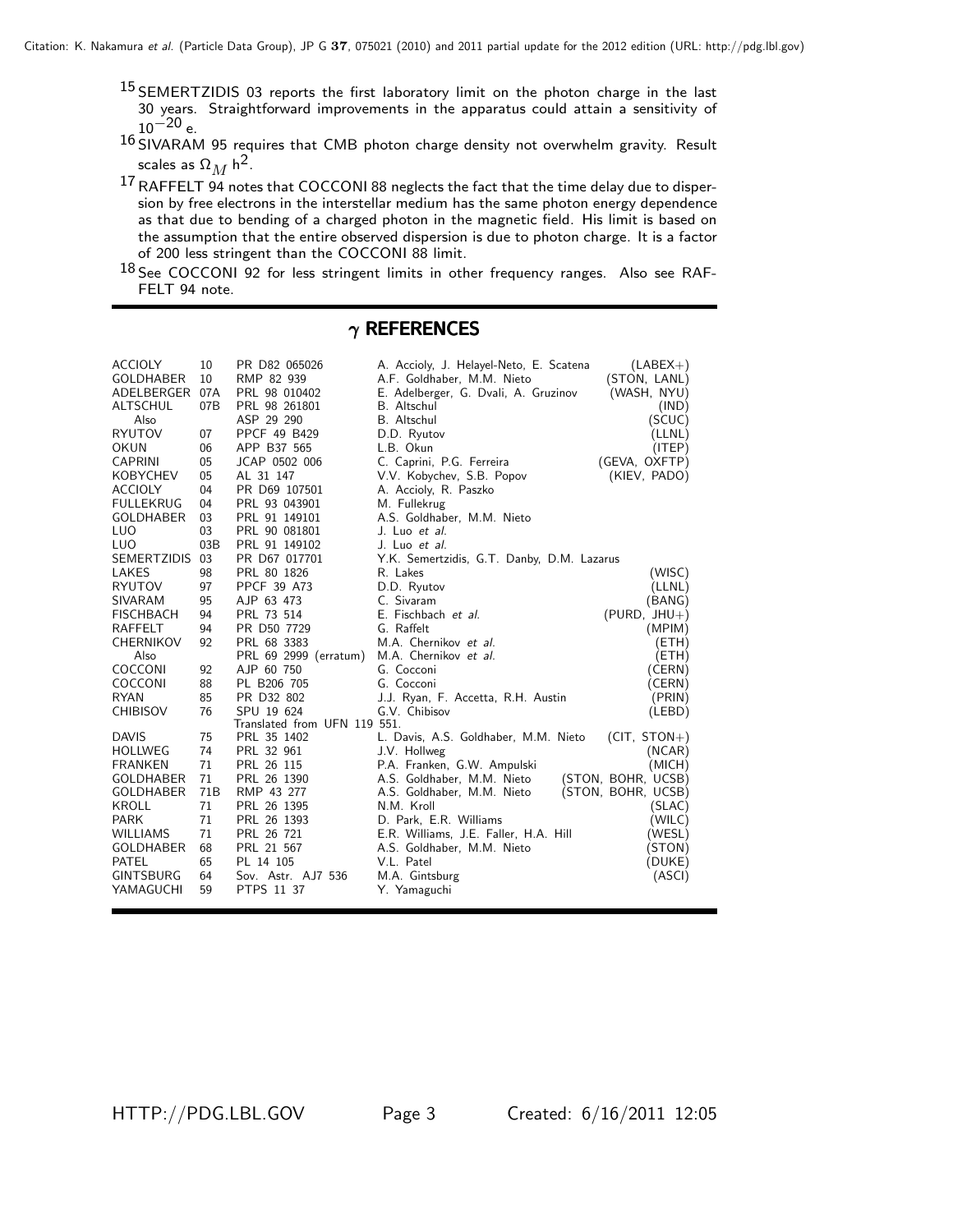[15] SEMERTZIDIS 03 reports the first laboratory limit on the photon charge in the last 30 years. Straightforward improvements in the apparatus could attain a sensitivity of $10^{-20}$ e.

[16] SIVARAM 95 requires that CMB photon charge density not overwhelm gravity. Result scales as $\Omega_M$ $h^2$.

[17] RAFFELT 94 notes that COCCONI 88 neglects the fact that the time delay due to dispersion by free electrons in the interstellar medium has the same photon energy dependence as that due to bending of a charged photon in the magnetic field. His limit is based on the assumption that the entire observed dispersion is due to photon charge. It is a factor of 200 less stringent than the COCCONI 88 limit.

[18] See COCCONI 92 for less stringent limits in other frequency ranges. Also see RAFFELT 94 note.

## $\gamma$ REFERENCES

| | | | | |
|---|---|---|---|---|
| ACCIOLY | 10 | PR D82 065026 | A. Accioly, J. Helayel-Neto, E. Scatena | (LABEX+) |
| GOLDHABER | 10 | RMP 82 939 | A.F. Goldhaber, M.M. Nieto | (STON, LANL) |
| ADELBERGER | 07A | PRL 98 010402 | E. Adelberger, G. Dvali, A. Gruzinov | (WASH, NYU) |
| ALTSCHUL | 07B | PRL 98 261801 | B. Altschul | (IND) |
| Also | | ASP 29 290 | B. Altschul | (SCUC) |
| RYUTOV | 07 | PPCF 49 B429 | D.D. Ryutov | (LLNL) |
| OKUN | 06 | APP B37 565 | L.B. Okun | (ITEP) |
| CAPRINI | 05 | JCAP 0502 006 | C. Caprini, P.G. Ferreira | (GEVA, OXFTP) |
| KOBYCHEV | 05 | AL 31 147 | V.V. Kobychev, S.B. Popov | (KIEV, PADO) |
| ACCIOLY | 04 | PR D69 107501 | A. Accioly, R. Paszko | |
| FULLEKRUG | 04 | PRL 93 043901 | M. Fullekrug | |
| GOLDHABER | 03 | PRL 91 149101 | A.S. Goldhaber, M.M. Nieto | |
| LUO | 03 | PRL 90 081801 | J. Luo *et al.* | |
| LUO | 03B | PRL 91 149102 | J. Luo *et al.* | |
| SEMERTZIDIS | 03 | PR D67 017701 | Y.K. Semertzidis, G.T. Danby, D.M. Lazarus | |
| LAKES | 98 | PRL 80 1826 | R. Lakes | (WISC) |
| RYUTOV | 97 | PPCF 39 A73 | D.D. Ryutov | (LLNL) |
| SIVARAM | 95 | AJP 63 473 | C. Sivaram | (BANG) |
| FISCHBACH | 94 | PRL 73 514 | E. Fischbach *et al.* | (PURD, JHU+) |
| RAFFELT | 94 | PR D50 7729 | G. Raffelt | (MPIM) |
| CHERNIKOV | 92 | PRL 68 3383 | M.A. Chernikov *et al.* | (ETH) |
| Also | | PRL 69 2999 (erratum) | M.A. Chernikov *et al.* | (ETH) |
| COCCONI | 92 | AJP 60 750 | G. Cocconi | (CERN) |
| COCCONI | 88 | PL B206 705 | G. Cocconi | (CERN) |
| RYAN | 85 | PR D32 802 | J.J. Ryan, F. Accetta, R.H. Austin | (PRIN) |
| CHIBISOV | 76 | SPU 19 624 | G.V. Chibisov | (LEBD) |
| | | Translated from UFN 119 551. | | |
| DAVIS | 75 | PRL 35 1402 | L. Davis, A.S. Goldhaber, M.M. Nieto | (CIT, STON+) |
| HOLLWEG | 74 | PRL 32 961 | J.V. Hollweg | (NCAR) |
| FRANKEN | 71 | PRL 26 115 | P.A. Franken, G.W. Ampulski | (MICH) |
| GOLDHABER | 71 | PRL 26 1390 | A.S. Goldhaber, M.M. Nieto | (STON, BOHR, UCSB) |
| GOLDHABER | 71B | RMP 43 277 | A.S. Goldhaber, M.M. Nieto | (STON, BOHR, UCSB) |
| KROLL | 71 | PRL 26 1395 | N.M. Kroll | (SLAC) |
| PARK | 71 | PRL 26 1393 | D. Park, E.R. Williams | (WILC) |
| WILLIAMS | 71 | PRL 26 721 | E.R. Williams, J.E. Faller, H.A. Hill | (WESL) |
| GOLDHABER | 68 | PRL 21 567 | A.S. Goldhaber, M.M. Nieto | (STON) |
| PATEL | 65 | PL 14 105 | V.L. Patel | (DUKE) |
| GINTSBURG | 64 | Sov. Astr. AJ7 536 | M.A. Gintsburg | (ASCI) |
| YAMAGUCHI | 59 | PTPS 11 37 | Y. Yamaguchi | |